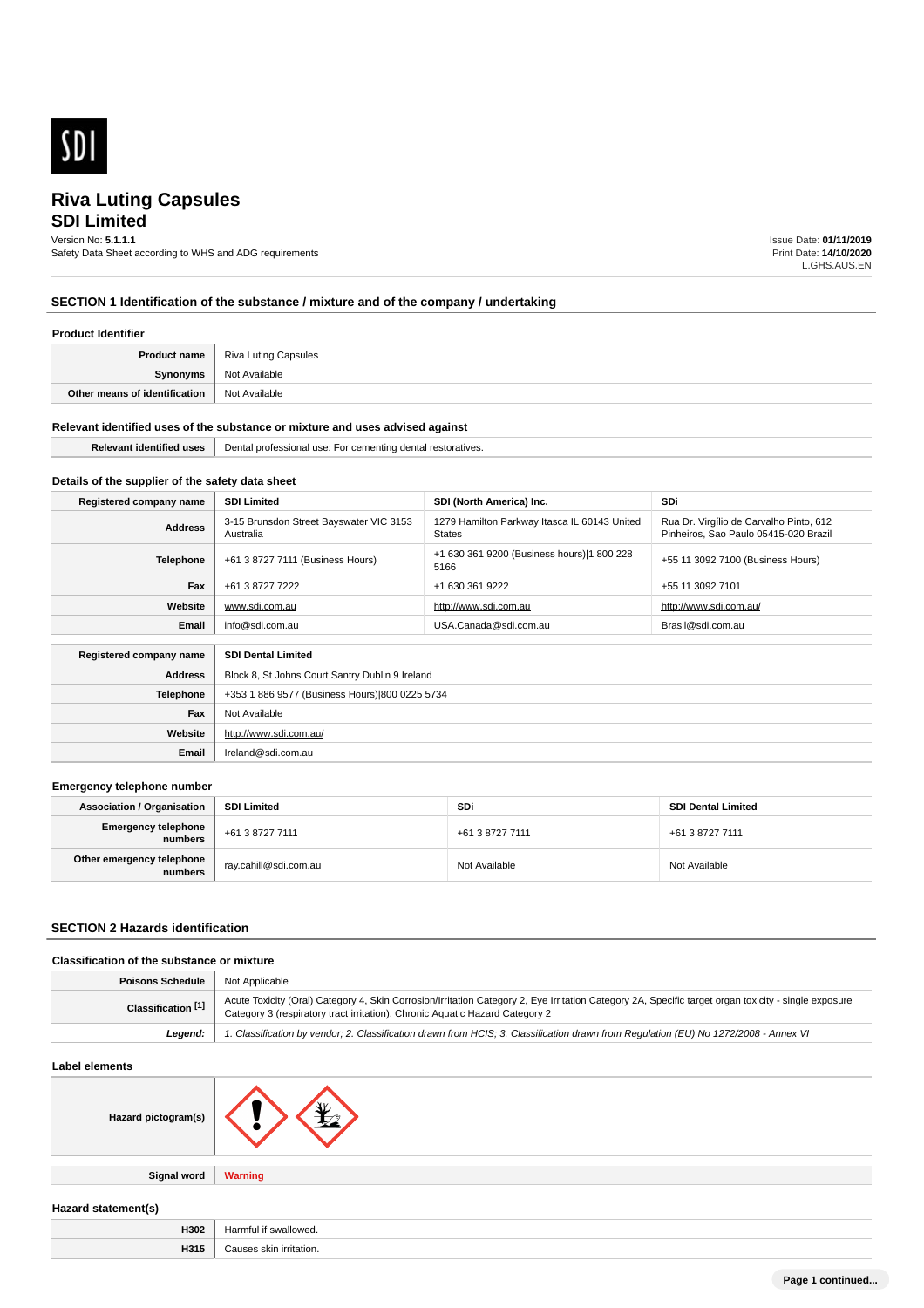# Riva Luting Capsules

## SDI Limited

Version No: **5.1.1.1**
Safety Data Sheet according to WHS and ADG requirements

Issue Date: **01/11/2019**
Print Date: **14/10/2020**
L.GHS.AUS.EN

## SECTION 1 Identification of the substance / mixture and of the company / undertaking

### Product Identifier

| | |
|---|---|
| **Product name** | Riva Luting Capsules |
| **Synonyms** | Not Available |
| **Other means of identification** | Not Available |

### Relevant identified uses of the substance or mixture and uses advised against

| | |
|---|---|
| **Relevant identified uses** | Dental professional use: For cementing dental restoratives. |

### Details of the supplier of the safety data sheet

| **Registered company name** | **SDI Limited** | **SDI (North America) Inc.** | **SDi** |
|---|---|---|---|
| **Address** | 3-15 Brunsdon Street Bayswater VIC 3153 Australia | 1279 Hamilton Parkway Itasca IL 60143 United States | Rua Dr. Virgílio de Carvalho Pinto, 612 Pinheiros, Sao Paulo 05415-020 Brazil |
| **Telephone** | +61 3 8727 7111 (Business Hours) | +1 630 361 9200 (Business hours)\|1 800 228 5166 | +55 11 3092 7100 (Business Hours) |
| **Fax** | +61 3 8727 7222 | +1 630 361 9222 | +55 11 3092 7101 |
| **Website** | www.sdi.com.au | http://www.sdi.com.au | http://www.sdi.com.au/ |
| **Email** | info@sdi.com.au | USA.Canada@sdi.com.au | Brasil@sdi.com.au |

| **Registered company name** | **SDI Dental Limited** |
|---|---|
| **Address** | Block 8, St Johns Court Santry Dublin 9 Ireland |
| **Telephone** | +353 1 886 9577 (Business Hours)\|800 0225 5734 |
| **Fax** | Not Available |
| **Website** | http://www.sdi.com.au/ |
| **Email** | Ireland@sdi.com.au |

### Emergency telephone number

| **Association / Organisation** | **SDI Limited** | **SDi** | **SDI Dental Limited** |
|---|---|---|---|
| **Emergency telephone numbers** | +61 3 8727 7111 | +61 3 8727 7111 | +61 3 8727 7111 |
| **Other emergency telephone numbers** | ray.cahill@sdi.com.au | Not Available | Not Available |

## SECTION 2 Hazards identification

### Classification of the substance or mixture

| | |
|---|---|
| **Poisons Schedule** | Not Applicable |
| **Classification [1]** | Acute Toxicity (Oral) Category 4, Skin Corrosion/Irritation Category 2, Eye Irritation Category 2A, Specific target organ toxicity - single exposure Category 3 (respiratory tract irritation), Chronic Aquatic Hazard Category 2 |
| ***Legend:*** | *1. Classification by vendor; 2. Classification drawn from HCIS; 3. Classification drawn from Regulation (EU) No 1272/2008 - Annex VI* |

### Label elements

| | |
|---|---|
| **Hazard pictogram(s)** | |
| **Signal word** | **Warning** |

### Hazard statement(s)

| | |
|---|---|
| **H302** | Harmful if swallowed. |
| **H315** | Causes skin irritation. |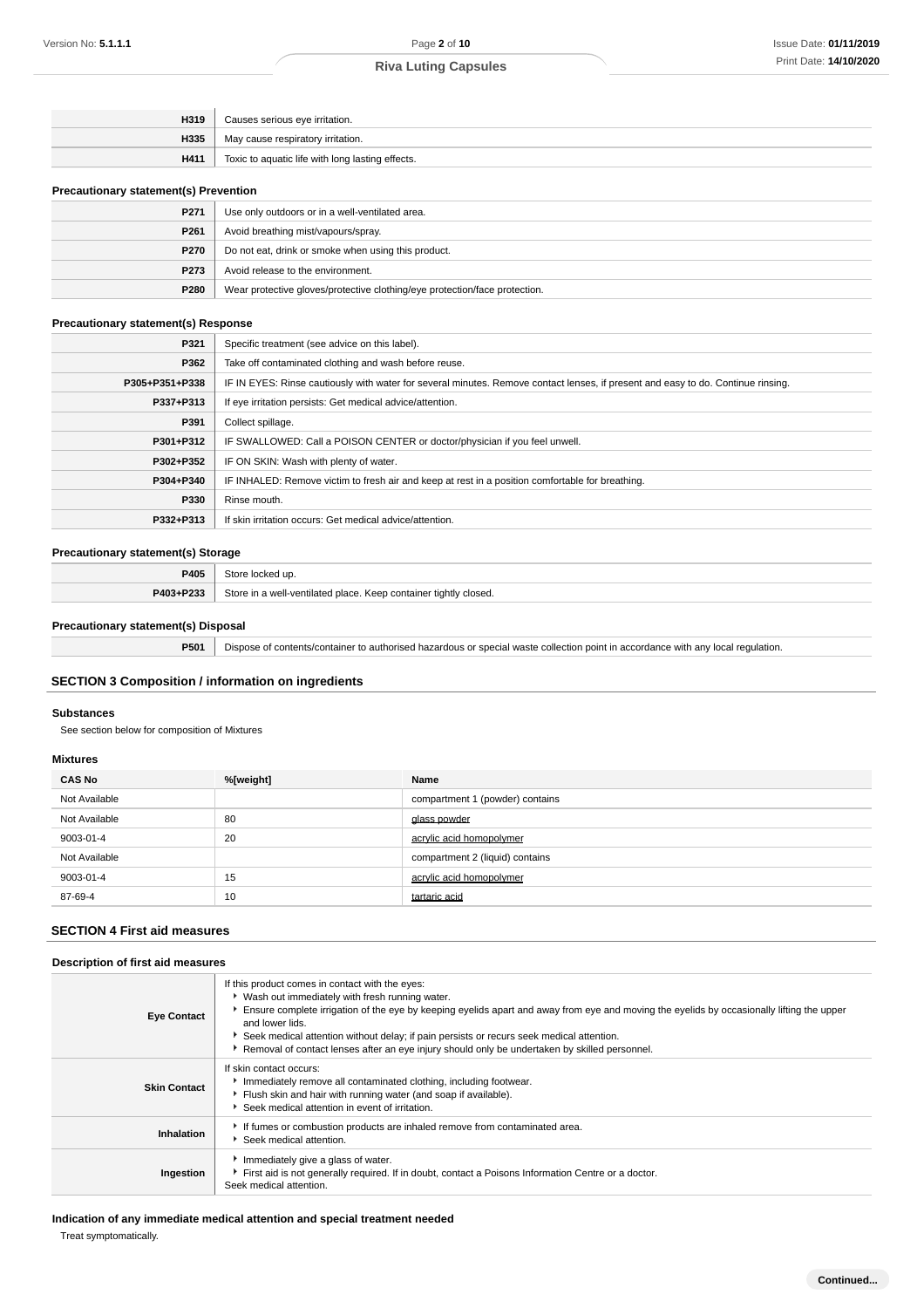| | |
|---|---|
| **H319** | Causes serious eye irritation. |
| **H335** | May cause respiratory irritation. |
| **H411** | Toxic to aquatic life with long lasting effects. |

### Precautionary statement(s) Prevention

| | |
|---|---|
| **P271** | Use only outdoors or in a well-ventilated area. |
| **P261** | Avoid breathing mist/vapours/spray. |
| **P270** | Do not eat, drink or smoke when using this product. |
| **P273** | Avoid release to the environment. |
| **P280** | Wear protective gloves/protective clothing/eye protection/face protection. |

### Precautionary statement(s) Response

| | |
|---|---|
| **P321** | Specific treatment (see advice on this label). |
| **P362** | Take off contaminated clothing and wash before reuse. |
| **P305+P351+P338** | IF IN EYES: Rinse cautiously with water for several minutes. Remove contact lenses, if present and easy to do. Continue rinsing. |
| **P337+P313** | If eye irritation persists: Get medical advice/attention. |
| **P391** | Collect spillage. |
| **P301+P312** | IF SWALLOWED: Call a POISON CENTER or doctor/physician if you feel unwell. |
| **P302+P352** | IF ON SKIN: Wash with plenty of water. |
| **P304+P340** | IF INHALED: Remove victim to fresh air and keep at rest in a position comfortable for breathing. |
| **P330** | Rinse mouth. |
| **P332+P313** | If skin irritation occurs: Get medical advice/attention. |

### Precautionary statement(s) Storage

| | |
|---|---|
| **P405** | Store locked up. |
| **P403+P233** | Store in a well-ventilated place. Keep container tightly closed. |

### Precautionary statement(s) Disposal

| | |
|---|---|
| **P501** | Dispose of contents/container to authorised hazardous or special waste collection point in accordance with any local regulation. |

## SECTION 3 Composition / information on ingredients

### Substances

See section below for composition of Mixtures

### Mixtures

| CAS No | %[weight] | Name |
|---|---|---|
| Not Available | | compartment 1 (powder) contains |
| Not Available | 80 | glass powder |
| 9003-01-4 | 20 | acrylic acid homopolymer |
| Not Available | | compartment 2 (liquid) contains |
| 9003-01-4 | 15 | acrylic acid homopolymer |
| 87-69-4 | 10 | tartaric acid |

## SECTION 4 First aid measures

### Description of first aid measures

| | |
|---|---|
| **Eye Contact** | If this product comes in contact with the eyes:<br>▸ Wash out immediately with fresh running water.<br>▸ Ensure complete irrigation of the eye by keeping eyelids apart and away from eye and moving the eyelids by occasionally lifting the upper and lower lids.<br>▸ Seek medical attention without delay; if pain persists or recurs seek medical attention.<br>▸ Removal of contact lenses after an eye injury should only be undertaken by skilled personnel. |
| **Skin Contact** | If skin contact occurs:<br>▸ Immediately remove all contaminated clothing, including footwear.<br>▸ Flush skin and hair with running water (and soap if available).<br>▸ Seek medical attention in event of irritation. |
| **Inhalation** | ▸ If fumes or combustion products are inhaled remove from contaminated area.<br>▸ Seek medical attention. |
| **Ingestion** | ▸ Immediately give a glass of water.<br>▸ First aid is not generally required. If in doubt, contact a Poisons Information Centre or a doctor.<br>Seek medical attention. |

### Indication of any immediate medical attention and special treatment needed

Treat symptomatically.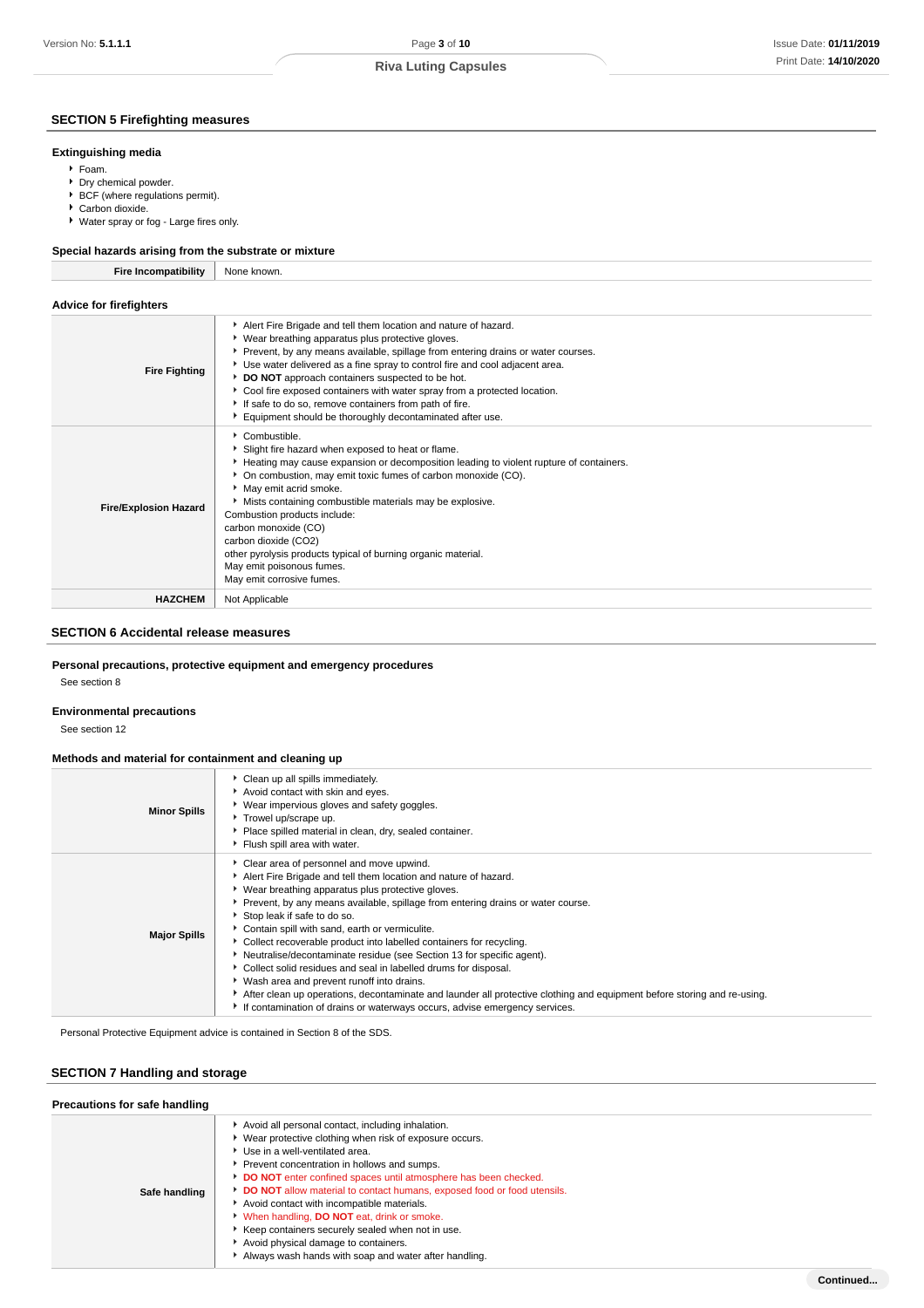## SECTION 5 Firefighting measures

### Extinguishing media

- Foam.
- Dry chemical powder.
- BCF (where regulations permit).
- Carbon dioxide.
- Water spray or fog - Large fires only.

### Special hazards arising from the substrate or mixture

| | |
|---|---|
| **Fire Incompatibility** | None known. |

### Advice for firefighters

| | |
|---|---|
| **Fire Fighting** | - Alert Fire Brigade and tell them location and nature of hazard.<br>- Wear breathing apparatus plus protective gloves.<br>- Prevent, by any means available, spillage from entering drains or water courses.<br>- Use water delivered as a fine spray to control fire and cool adjacent area.<br>- **DO NOT** approach containers suspected to be hot.<br>- Cool fire exposed containers with water spray from a protected location.<br>- If safe to do so, remove containers from path of fire.<br>- Equipment should be thoroughly decontaminated after use. |
| **Fire/Explosion Hazard** | - Combustible.<br>- Slight fire hazard when exposed to heat or flame.<br>- Heating may cause expansion or decomposition leading to violent rupture of containers.<br>- On combustion, may emit toxic fumes of carbon monoxide (CO).<br>- May emit acrid smoke.<br>- Mists containing combustible materials may be explosive.<br>Combustion products include:<br>carbon monoxide (CO)<br>carbon dioxide ($CO_2$)<br>other pyrolysis products typical of burning organic material.<br>May emit poisonous fumes.<br>May emit corrosive fumes. |
| **HAZCHEM** | Not Applicable |

## SECTION 6 Accidental release measures

### Personal precautions, protective equipment and emergency procedures

See section 8

### Environmental precautions

See section 12

### Methods and material for containment and cleaning up

| | |
|---|---|
| **Minor Spills** | - Clean up all spills immediately.<br>- Avoid contact with skin and eyes.<br>- Wear impervious gloves and safety goggles.<br>- Trowel up/scrape up.<br>- Place spilled material in clean, dry, sealed container.<br>- Flush spill area with water. |
| **Major Spills** | - Clear area of personnel and move upwind.<br>- Alert Fire Brigade and tell them location and nature of hazard.<br>- Wear breathing apparatus plus protective gloves.<br>- Prevent, by any means available, spillage from entering drains or water course.<br>- Stop leak if safe to do so.<br>- Contain spill with sand, earth or vermiculite.<br>- Collect recoverable product into labelled containers for recycling.<br>- Neutralise/decontaminate residue (see Section 13 for specific agent).<br>- Collect solid residues and seal in labelled drums for disposal.<br>- Wash area and prevent runoff into drains.<br>- After clean up operations, decontaminate and launder all protective clothing and equipment before storing and re-using.<br>- If contamination of drains or waterways occurs, advise emergency services. |

Personal Protective Equipment advice is contained in Section 8 of the SDS.

## SECTION 7 Handling and storage

### Precautions for safe handling

| | |
|---|---|
| **Safe handling** | - Avoid all personal contact, including inhalation.<br>- Wear protective clothing when risk of exposure occurs.<br>- Use in a well-ventilated area.<br>- Prevent concentration in hollows and sumps.<br>- **DO NOT** enter confined spaces until atmosphere has been checked.<br>- **DO NOT** allow material to contact humans, exposed food or food utensils.<br>- Avoid contact with incompatible materials.<br>- When handling, **DO NOT** eat, drink or smoke.<br>- Keep containers securely sealed when not in use.<br>- Avoid physical damage to containers.<br>- Always wash hands with soap and water after handling. |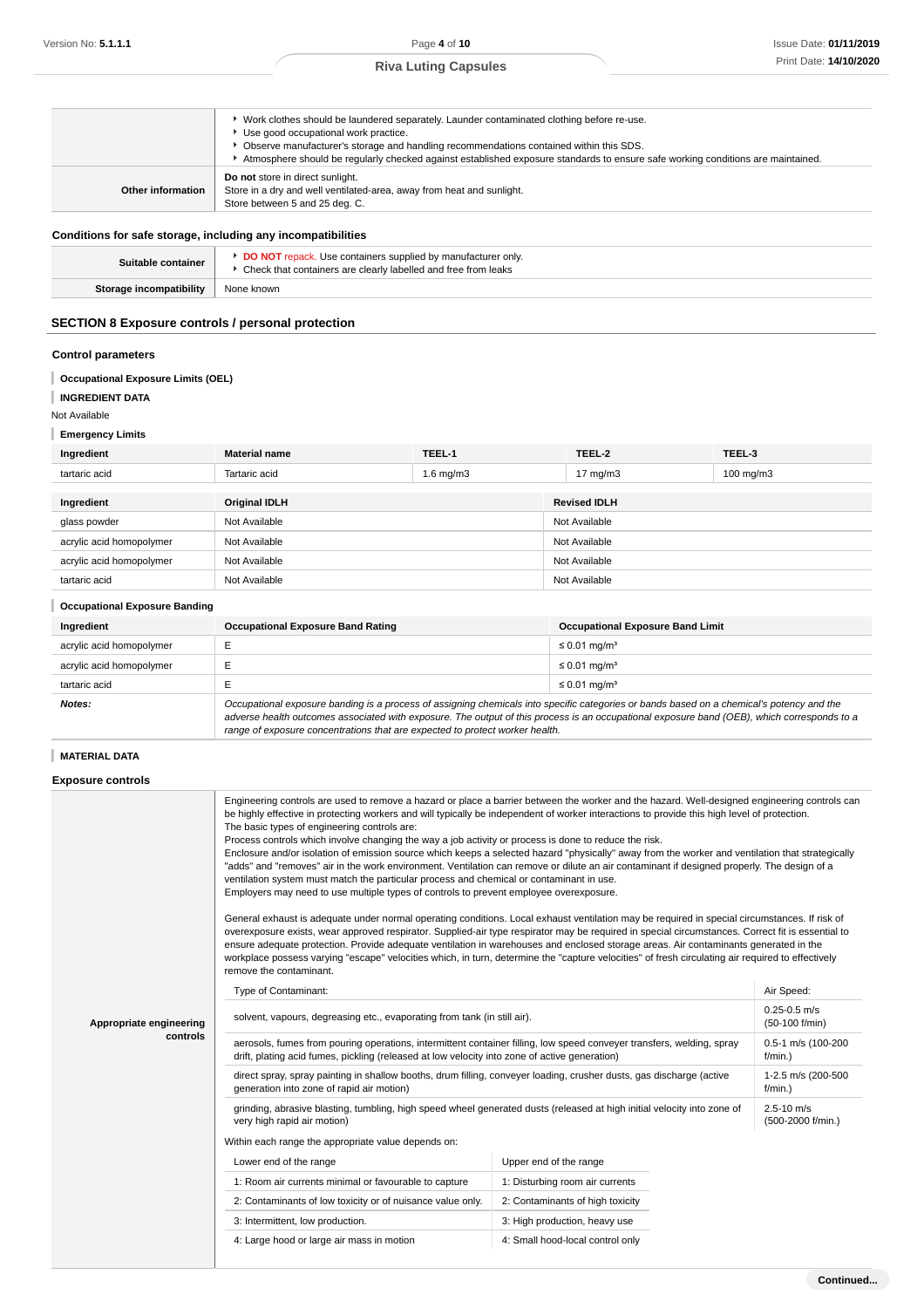| | |
|---|---|
| | ▸ Work clothes should be laundered separately. Launder contaminated clothing before re-use.<br>▸ Use good occupational work practice.<br>▸ Observe manufacturer's storage and handling recommendations contained within this SDS.<br>▸ Atmosphere should be regularly checked against established exposure standards to ensure safe working conditions are maintained. |
| **Other information** | **Do not** store in direct sunlight.<br>Store in a dry and well ventilated-area, away from heat and sunlight.<br>Store between 5 and 25 deg. C. |

### Conditions for safe storage, including any incompatibilities

| | |
|---|---|
| **Suitable container** | ▸ **DO NOT** repack. Use containers supplied by manufacturer only.<br>▸ Check that containers are clearly labelled and free from leaks |
| **Storage incompatibility** | None known |

## SECTION 8 Exposure controls / personal protection

### Control parameters

**Occupational Exposure Limits (OEL)**

**INGREDIENT DATA**

Not Available

**Emergency Limits**

| Ingredient | Material name | TEEL-1 | TEEL-2 | TEEL-3 |
|---|---|---|---|---|
| tartaric acid | Tartaric acid | 1.6 mg/m3 | 17 mg/m3 | 100 mg/m3 |

| Ingredient | Original IDLH | Revised IDLH |
|---|---|---|
| glass powder | Not Available | Not Available |
| acrylic acid homopolymer | Not Available | Not Available |
| acrylic acid homopolymer | Not Available | Not Available |
| tartaric acid | Not Available | Not Available |

**Occupational Exposure Banding**

| Ingredient | Occupational Exposure Band Rating | Occupational Exposure Band Limit |
|---|---|---|
| acrylic acid homopolymer | E | ≤ 0.01 mg/m³ |
| acrylic acid homopolymer | E | ≤ 0.01 mg/m³ |
| tartaric acid | E | ≤ 0.01 mg/m³ |
| ***Notes:*** | *Occupational exposure banding is a process of assigning chemicals into specific categories or bands based on a chemical's potency and the adverse health outcomes associated with exposure. The output of this process is an occupational exposure band (OEB), which corresponds to a range of exposure concentrations that are expected to protect worker health.* | |

**MATERIAL DATA**

### Exposure controls

**Appropriate engineering controls**

Engineering controls are used to remove a hazard or place a barrier between the worker and the hazard. Well-designed engineering controls can be highly effective in protecting workers and will typically be independent of worker interactions to provide this high level of protection.
The basic types of engineering controls are:
Process controls which involve changing the way a job activity or process is done to reduce the risk.
Enclosure and/or isolation of emission source which keeps a selected hazard "physically" away from the worker and ventilation that strategically "adds" and "removes" air in the work environment. Ventilation can remove or dilute an air contaminant if designed properly. The design of a ventilation system must match the particular process and chemical or contaminant in use.
Employers may need to use multiple types of controls to prevent employee overexposure.

General exhaust is adequate under normal operating conditions. Local exhaust ventilation may be required in special circumstances. If risk of overexposure exists, wear approved respirator. Supplied-air type respirator may be required in special circumstances. Correct fit is essential to ensure adequate protection. Provide adequate ventilation in warehouses and enclosed storage areas. Air contaminants generated in the workplace possess varying "escape" velocities which, in turn, determine the "capture velocities" of fresh circulating air required to effectively remove the contaminant.

| Type of Contaminant: | Air Speed: |
|---|---|
| solvent, vapours, degreasing etc., evaporating from tank (in still air). | 0.25-0.5 m/s (50-100 f/min) |
| aerosols, fumes from pouring operations, intermittent container filling, low speed conveyer transfers, welding, spray drift, plating acid fumes, pickling (released at low velocity into zone of active generation) | 0.5-1 m/s (100-200 f/min.) |
| direct spray, spray painting in shallow booths, drum filling, conveyer loading, crusher dusts, gas discharge (active generation into zone of rapid air motion) | 1-2.5 m/s (200-500 f/min.) |
| grinding, abrasive blasting, tumbling, high speed wheel generated dusts (released at high initial velocity into zone of very high rapid air motion) | 2.5-10 m/s (500-2000 f/min.) |

Within each range the appropriate value depends on:

| Lower end of the range | Upper end of the range |
|---|---|
| 1: Room air currents minimal or favourable to capture | 1: Disturbing room air currents |
| 2: Contaminants of low toxicity or of nuisance value only. | 2: Contaminants of high toxicity |
| 3: Intermittent, low production. | 3: High production, heavy use |
| 4: Large hood or large air mass in motion | 4: Small hood-local control only |

**Continued...**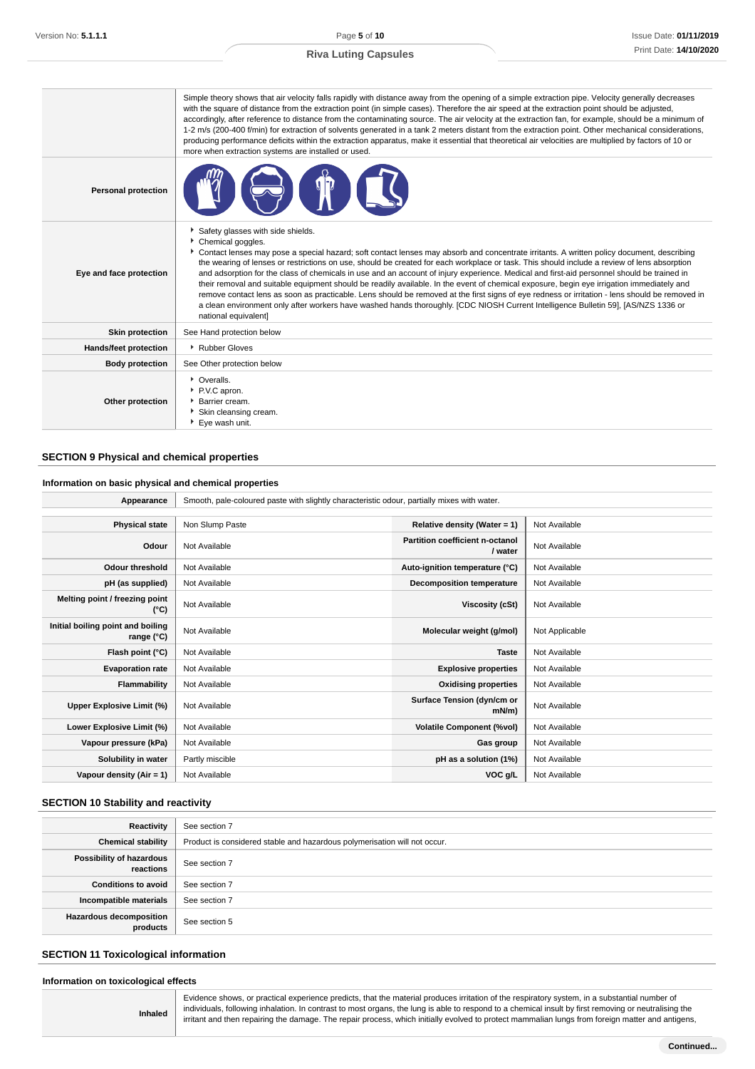| | |
|---|---|
| | Simple theory shows that air velocity falls rapidly with distance away from the opening of a simple extraction pipe. Velocity generally decreases with the square of distance from the extraction point (in simple cases). Therefore the air speed at the extraction point should be adjusted, accordingly, after reference to distance from the contaminating source. The air velocity at the extraction fan, for example, should be a minimum of 1-2 m/s (200-400 f/min) for extraction of solvents generated in a tank 2 meters distant from the extraction point. Other mechanical considerations, producing performance deficits within the extraction apparatus, make it essential that theoretical air velocities are multiplied by factors of 10 or more when extraction systems are installed or used. |
| **Personal protection** | |
| **Eye and face protection** | ▸ Safety glasses with side shields.<br>▸ Chemical goggles.<br>▸ Contact lenses may pose a special hazard; soft contact lenses may absorb and concentrate irritants. A written policy document, describing the wearing of lenses or restrictions on use, should be created for each workplace or task. This should include a review of lens absorption and adsorption for the class of chemicals in use and an account of injury experience. Medical and first-aid personnel should be trained in their removal and suitable equipment should be readily available. In the event of chemical exposure, begin eye irrigation immediately and remove contact lens as soon as practicable. Lens should be removed at the first signs of eye redness or irritation - lens should be removed in a clean environment only after workers have washed hands thoroughly. [CDC NIOSH Current Intelligence Bulletin 59], [AS/NZS 1336 or national equivalent] |
| **Skin protection** | See Hand protection below |
| **Hands/feet protection** | ▸ Rubber Gloves |
| **Body protection** | See Other protection below |
| **Other protection** | ▸ Overalls.<br>▸ P.V.C apron.<br>▸ Barrier cream.<br>▸ Skin cleansing cream.<br>▸ Eye wash unit. |

## SECTION 9 Physical and chemical properties

### Information on basic physical and chemical properties

| | | | |
|---|---|---|---|
| **Appearance** | Smooth, pale-coloured paste with slightly characteristic odour, partially mixes with water. | | |
| **Physical state** | Non Slump Paste | **Relative density (Water = 1)** | Not Available |
| **Odour** | Not Available | **Partition coefficient n-octanol / water** | Not Available |
| **Odour threshold** | Not Available | **Auto-ignition temperature (°C)** | Not Available |
| **pH (as supplied)** | Not Available | **Decomposition temperature** | Not Available |
| **Melting point / freezing point (°C)** | Not Available | **Viscosity (cSt)** | Not Available |
| **Initial boiling point and boiling range (°C)** | Not Available | **Molecular weight (g/mol)** | Not Applicable |
| **Flash point (°C)** | Not Available | **Taste** | Not Available |
| **Evaporation rate** | Not Available | **Explosive properties** | Not Available |
| **Flammability** | Not Available | **Oxidising properties** | Not Available |
| **Upper Explosive Limit (%)** | Not Available | **Surface Tension (dyn/cm or mN/m)** | Not Available |
| **Lower Explosive Limit (%)** | Not Available | **Volatile Component (%vol)** | Not Available |
| **Vapour pressure (kPa)** | Not Available | **Gas group** | Not Available |
| **Solubility in water** | Partly miscible | **pH as a solution (1%)** | Not Available |
| **Vapour density (Air = 1)** | Not Available | **VOC g/L** | Not Available |

## SECTION 10 Stability and reactivity

| | |
|---|---|
| **Reactivity** | See section 7 |
| **Chemical stability** | Product is considered stable and hazardous polymerisation will not occur. |
| **Possibility of hazardous reactions** | See section 7 |
| **Conditions to avoid** | See section 7 |
| **Incompatible materials** | See section 7 |
| **Hazardous decomposition products** | See section 5 |

## SECTION 11 Toxicological information

### Information on toxicological effects

| | |
|---|---|
| **Inhaled** | Evidence shows, or practical experience predicts, that the material produces irritation of the respiratory system, in a substantial number of individuals, following inhalation. In contrast to most organs, the lung is able to respond to a chemical insult by first removing or neutralising the irritant and then repairing the damage. The repair process, which initially evolved to protect mammalian lungs from foreign matter and antigens, |

**Continued...**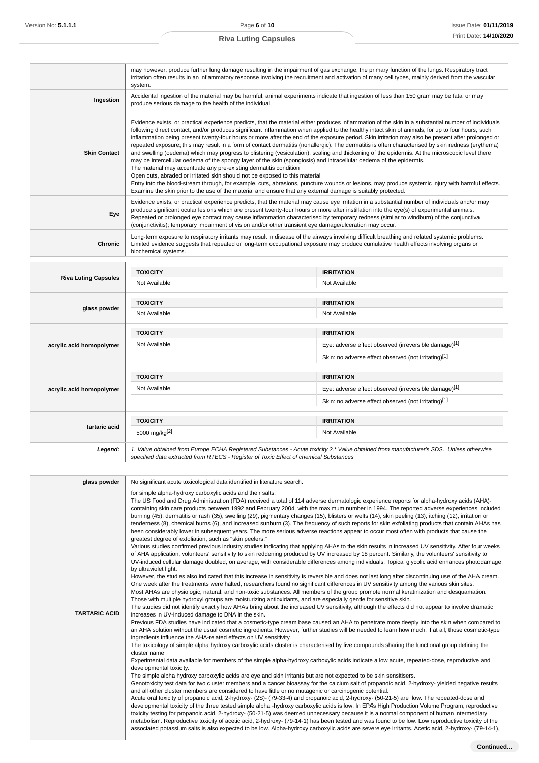| | |
|---|---|
| | may however, produce further lung damage resulting in the impairment of gas exchange, the primary function of the lungs. Respiratory tract irritation often results in an inflammatory response involving the recruitment and activation of many cell types, mainly derived from the vascular system. |
| **Ingestion** | Accidental ingestion of the material may be harmful; animal experiments indicate that ingestion of less than 150 gram may be fatal or may produce serious damage to the health of the individual. |
| **Skin Contact** | Evidence exists, or practical experience predicts, that the material either produces inflammation of the skin in a substantial number of individuals following direct contact, and/or produces significant inflammation when applied to the healthy intact skin of animals, for up to four hours, such inflammation being present twenty-four hours or more after the end of the exposure period. Skin irritation may also be present after prolonged or repeated exposure; this may result in a form of contact dermatitis (nonallergic). The dermatitis is often characterised by skin redness (erythema) and swelling (oedema) which may progress to blistering (vesiculation), scaling and thickening of the epidermis. At the microscopic level there may be intercellular oedema of the spongy layer of the skin (spongiosis) and intracellular oedema of the epidermis.<br>The material may accentuate any pre-existing dermatitis condition<br>Open cuts, abraded or irritated skin should not be exposed to this material<br>Entry into the blood-stream through, for example, cuts, abrasions, puncture wounds or lesions, may produce systemic injury with harmful effects. Examine the skin prior to the use of the material and ensure that any external damage is suitably protected. |
| **Eye** | Evidence exists, or practical experience predicts, that the material may cause eye irritation in a substantial number of individuals and/or may produce significant ocular lesions which are present twenty-four hours or more after instillation into the eye(s) of experimental animals.<br>Repeated or prolonged eye contact may cause inflammation characterised by temporary redness (similar to windburn) of the conjunctiva (conjunctivitis); temporary impairment of vision and/or other transient eye damage/ulceration may occur. |
| **Chronic** | Long-term exposure to respiratory irritants may result in disease of the airways involving difficult breathing and related systemic problems.<br>Limited evidence suggests that repeated or long-term occupational exposure may produce cumulative health effects involving organs or biochemical systems. |

| | TOXICITY | IRRITATION |
|---|---|---|
| **Riva Luting Capsules** | Not Available | Not Available |
| **glass powder** | Not Available | Not Available |
| **acrylic acid homopolymer** | Not Available | Eye: adverse effect observed (irreversible damage)[1] |
| | | Skin: no adverse effect observed (not irritating)[1] |
| **acrylic acid homopolymer** | Not Available | Eye: adverse effect observed (irreversible damage)[1] |
| | | Skin: no adverse effect observed (not irritating)[1] |
| **tartaric acid** | 5000 mg/kg[2] | Not Available |
| ***Legend:*** | *1. Value obtained from Europe ECHA Registered Substances - Acute toxicity 2.* Value obtained from manufacturer's SDS. Unless otherwise specified data extracted from RTECS - Register of Toxic Effect of chemical Substances* | |

| | |
|---|---|
| **glass powder** | No significant acute toxicological data identified in literature search. |
| **TARTARIC ACID** | for simple alpha-hydroxy carboxylic acids and their salts:<br>The US Food and Drug Administration (FDA) received a total of 114 adverse dermatologic experience reports for alpha-hydroxy acids (AHA)-containing skin care products between 1992 and February 2004, with the maximum number in 1994. The reported adverse experiences included burning (45), dermatitis or rash (35), swelling (29), pigmentary changes (15), blisters or welts (14), skin peeling (13), itching (12), irritation or tenderness (8), chemical burns (6), and increased sunburn (3). The frequency of such reports for skin exfoliating products that contain AHAs has been considerably lower in subsequent years. The more serious adverse reactions appear to occur most often with products that cause the greatest degree of exfoliation, such as "skin peelers."<br>Various studies confirmed previous industry studies indicating that applying AHAs to the skin results in increased UV sensitivity. After four weeks of AHA application, volunteers' sensitivity to skin reddening produced by UV increased by 18 percent. Similarly, the volunteers' sensitivity to UV-induced cellular damage doubled, on average, with considerable differences among individuals. Topical glycolic acid enhances photodamage by ultraviolet light.<br>However, the studies also indicated that this increase in sensitivity is reversible and does not last long after discontinuing use of the AHA cream. One week after the treatments were halted, researchers found no significant differences in UV sensitivity among the various skin sites.<br>Most AHAs are physiologic, natural, and non-toxic substances. All members of the group promote normal keratinization and desquamation. Those with multiple hydroxyl groups are moisturizing antioxidants, and are especially gentle for sensitive skin.<br>The studies did not identify exactly how AHAs bring about the increased UV sensitivity, although the effects did not appear to involve dramatic increases in UV-induced damage to DNA in the skin.<br>Previous FDA studies have indicated that a cosmetic-type cream base caused an AHA to penetrate more deeply into the skin when compared to an AHA solution without the usual cosmetic ingredients. However, further studies will be needed to learn how much, if at all, those cosmetic-type ingredients influence the AHA-related effects on UV sensitivity.<br>The toxicology of simple alpha hydroxy carboxylic acids cluster is characterised by five compounds sharing the functional group defining the cluster name<br>Experimental data available for members of the simple alpha-hydroxy carboxylic acids indicate a low acute, repeated-dose, reproductive and developmental toxicity.<br>The simple alpha hydroxy carboxylic acids are eye and skin irritants but are not expected to be skin sensitisers.<br>Genotoxicity test data for two cluster members and a cancer bioassay for the calcium salt of propanoic acid, 2-hydroxy- yielded negative results and all other cluster members are considered to have little or no mutagenic or carcinogenic potential.<br>Acute oral toxicity of propanoic acid, 2-hydroxy- (2S)- (79-33-4) and propanoic acid, 2-hydroxy- (50-21-5) are low. The repeated-dose and developmental toxicity of the three tested simple alpha -hydroxy carboxylic acids is low. In EPAs High Production Volume Program, reproductive toxicity testing for propanoic acid, 2-hydroxy- (50-21-5) was deemed unnecessary because it is a normal component of human intermediary metabolism. Reproductive toxicity of acetic acid, 2-hydroxy- (79-14-1) has been tested and was found to be low. Low reproductive toxicity of the associated potassium salts is also expected to be low. Alpha-hydroxy carboxylic acids are severe eye irritants. Acetic acid, 2-hydroxy- (79-14-1), |

**Continued...**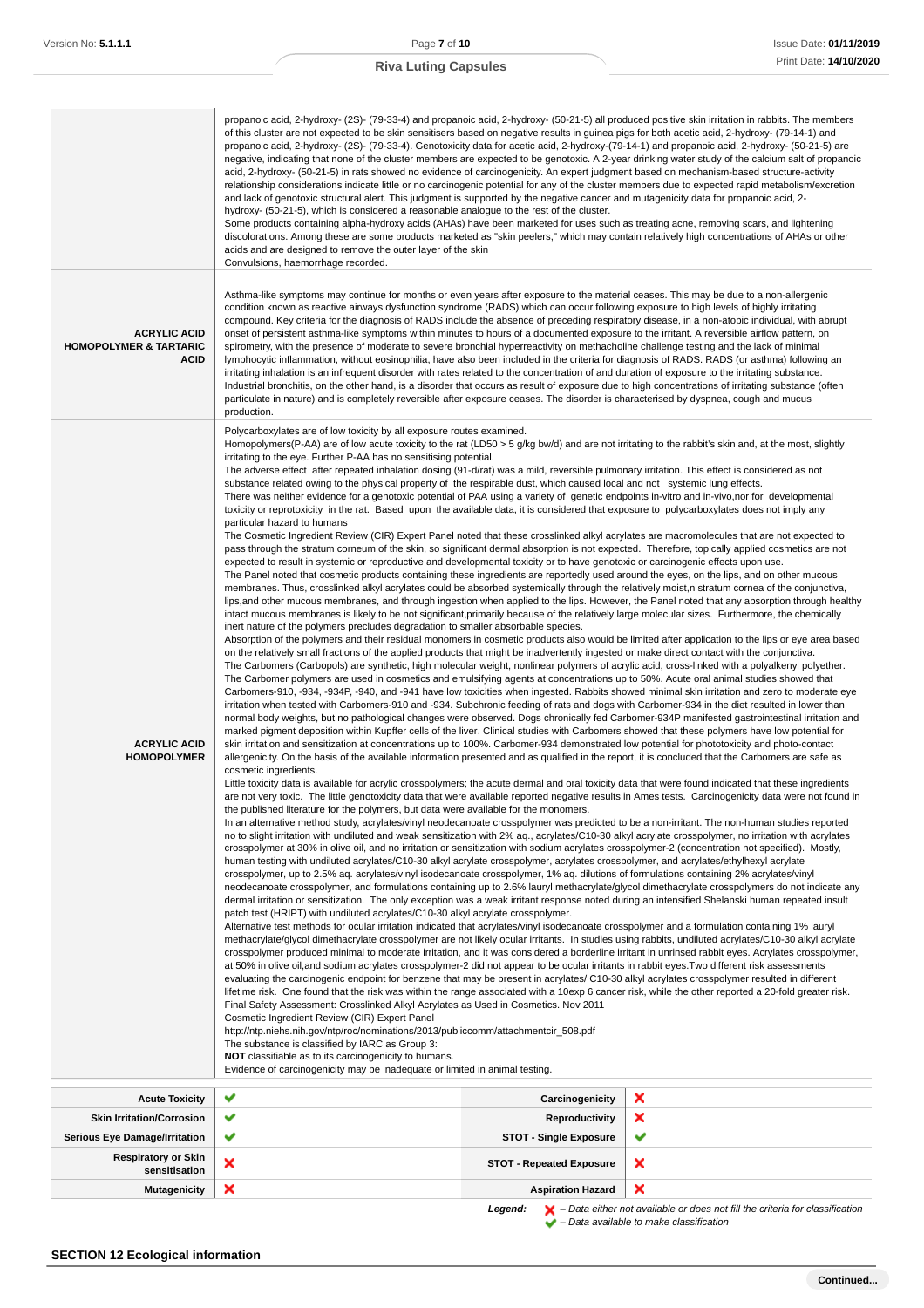| | |
|---|---|
| | propanoic acid, 2-hydroxy- (2S)- (79-33-4) and propanoic acid, 2-hydroxy- (50-21-5) all produced positive skin irritation in rabbits. The members of this cluster are not expected to be skin sensitisers based on negative results in guinea pigs for both acetic acid, 2-hydroxy- (79-14-1) and propanoic acid, 2-hydroxy- (2S)- (79-33-4). Genotoxicity data for acetic acid, 2-hydroxy-(79-14-1) and propanoic acid, 2-hydroxy- (50-21-5) are negative, indicating that none of the cluster members are expected to be genotoxic. A 2-year drinking water study of the calcium salt of propanoic acid, 2-hydroxy- (50-21-5) in rats showed no evidence of carcinogenicity. An expert judgment based on mechanism-based structure-activity relationship considerations indicate little or no carcinogenic potential for any of the cluster members due to expected rapid metabolism/excretion and lack of genotoxic structural alert. This judgment is supported by the negative cancer and mutagenicity data for propanoic acid, 2-hydroxy- (50-21-5), which is considered a reasonable analogue to the rest of the cluster.<br>Some products containing alpha-hydroxy acids (AHAs) have been marketed for uses such as treating acne, removing scars, and lightening discolorations. Among these are some products marketed as "skin peelers," which may contain relatively high concentrations of AHAs or other acids and are designed to remove the outer layer of the skin<br>Convulsions, haemorrhage recorded. |
| **ACRYLIC ACID HOMOPOLYMER & TARTARIC ACID** | Asthma-like symptoms may continue for months or even years after exposure to the material ceases. This may be due to a non-allergenic condition known as reactive airways dysfunction syndrome (RADS) which can occur following exposure to high levels of highly irritating compound. Key criteria for the diagnosis of RADS include the absence of preceding respiratory disease, in a non-atopic individual, with abrupt onset of persistent asthma-like symptoms within minutes to hours of a documented exposure to the irritant. A reversible airflow pattern, on spirometry, with the presence of moderate to severe bronchial hyperreactivity on methacholine challenge testing and the lack of minimal lymphocytic inflammation, without eosinophilia, have also been included in the criteria for diagnosis of RADS. RADS (or asthma) following an irritating inhalation is an infrequent disorder with rates related to the concentration of and duration of exposure to the irritating substance. Industrial bronchitis, on the other hand, is a disorder that occurs as result of exposure due to high concentrations of irritating substance (often particulate in nature) and is completely reversible after exposure ceases. The disorder is characterised by dyspnea, cough and mucus production. |
| **ACRYLIC ACID HOMOPOLYMER** | Polycarboxylates are of low toxicity by all exposure routes examined.<br>Homopolymers(P-AA) are of low acute toxicity to the rat (LD50 > 5 g/kg bw/d) and are not irritating to the rabbit's skin and, at the most, slightly irritating to the eye. Further P-AA has no sensitising potential.<br>The adverse effect after repeated inhalation dosing (91-d/rat) was a mild, reversible pulmonary irritation. This effect is considered as not substance related owing to the physical property of the respirable dust, which caused local and not systemic lung effects.<br>There was neither evidence for a genotoxic potential of PAA using a variety of genetic endpoints in-vitro and in-vivo,nor for developmental toxicity or reprotoxicity in the rat. Based upon the available data, it is considered that exposure to polycarboxylates does not imply any particular hazard to humans<br>The Cosmetic Ingredient Review (CIR) Expert Panel noted that these crosslinked alkyl acrylates are macromolecules that are not expected to pass through the stratum corneum of the skin, so significant dermal absorption is not expected. Therefore, topically applied cosmetics are not expected to result in systemic or reproductive and developmental toxicity or to have genotoxic or carcinogenic effects upon use.<br>The Panel noted that cosmetic products containing these ingredients are reportedly used around the eyes, on the lips, and on other mucous membranes. Thus, crosslinked alkyl acrylates could be absorbed systemically through the relatively moist,n stratum cornea of the conjunctiva, lips,and other mucous membranes, and through ingestion when applied to the lips. However, the Panel noted that any absorption through healthy intact mucous membranes is likely to be not significant,primarily because of the relatively large molecular sizes. Furthermore, the chemically inert nature of the polymers precludes degradation to smaller absorbable species.<br>Absorption of the polymers and their residual monomers in cosmetic products also would be limited after application to the lips or eye area based on the relatively small fractions of the applied products that might be inadvertently ingested or make direct contact with the conjunctiva.<br>The Carbomers (Carbopols) are synthetic, high molecular weight, nonlinear polymers of acrylic acid, cross-linked with a polyalkenyl polyether. The Carbomer polymers are used in cosmetics and emulsifying agents at concentrations up to 50%. Acute oral animal studies showed that Carbomers-910, -934, -934P, -940, and -941 have low toxicities when ingested. Rabbits showed minimal skin irritation and zero to moderate eye irritation when tested with Carbomers-910 and -934. Subchronic feeding of rats and dogs with Carbomer-934 in the diet resulted in lower than normal body weights, but no pathological changes were observed. Dogs chronically fed Carbomer-934P manifested gastrointestinal irritation and marked pigment deposition within Kupffer cells of the liver. Clinical studies with Carbomers showed that these polymers have low potential for skin irritation and sensitization at concentrations up to 100%. Carbomer-934 demonstrated low potential for phototoxicity and photo-contact allergenicity. On the basis of the available information presented and as qualified in the report, it is concluded that the Carbomers are safe as cosmetic ingredients.<br>Little toxicity data is available for acrylic crosspolymers; the acute dermal and oral toxicity data that were found indicated that these ingredients are not very toxic. The little genotoxicity data that were available reported negative results in Ames tests. Carcinogenicity data were not found in the published literature for the polymers, but data were available for the monomers.<br>In an alternative method study, acrylates/vinyl neodecanoate crosspolymer was predicted to be a non-irritant. The non-human studies reported no to slight irritation with undiluted and weak sensitization with 2% aq., acrylates/C10-30 alkyl acrylate crosspolymer, no irritation with acrylates crosspolymer at 30% in olive oil, and no irritation or sensitization with sodium acrylates crosspolymer-2 (concentration not specified). Mostly, human testing with undiluted acrylates/C10-30 alkyl acrylate crosspolymer, acrylates crosspolymer, and acrylates/ethylhexyl acrylate crosspolymer, up to 2.5% aq. acrylates/vinyl isodecanoate crosspolymer, 1% aq. dilutions of formulations containing 2% acrylates/vinyl neodecanoate crosspolymer, and formulations containing up to 2.6% lauryl methacrylate/glycol dimethacrylate crosspolymers do not indicate any dermal irritation or sensitization. The only exception was a weak irritant response noted during an intensified Shelanski human repeated insult patch test (HRIPT) with undiluted acrylates/C10-30 alkyl acrylate crosspolymer.<br>Alternative test methods for ocular irritation indicated that acrylates/vinyl isodecanoate crosspolymer and a formulation containing 1% lauryl methacrylate/glycol dimethacrylate crosspolymer are not likely ocular irritants. In studies using rabbits, undiluted acrylates/C10-30 alkyl acrylate crosspolymer produced minimal to moderate irritation, and it was considered a borderline irritant in unrinsed rabbit eyes. Acrylates crosspolymer, at 50% in olive oil,and sodium acrylates crosspolymer-2 did not appear to be ocular irritants in rabbit eyes.Two different risk assessments evaluating the carcinogenic endpoint for benzene that may be present in acrylates/ C10-30 alkyl acrylates crosspolymer resulted in different lifetime risk. One found that the risk was within the range associated with a 10exp 6 cancer risk, while the other reported a 20-fold greater risk.<br>Final Safety Assessment: Crosslinked Alkyl Acrylates as Used in Cosmetics. Nov 2011<br>Cosmetic Ingredient Review (CIR) Expert Panel<br>http://ntp.niehs.nih.gov/ntp/roc/nominations/2013/publiccomm/attachmentcir_508.pdf<br>The substance is classified by IARC as Group 3:<br>**NOT** classifiable as to its carcinogenicity to humans.<br>Evidence of carcinogenicity may be inadequate or limited in animal testing. |

| | | | |
|---|---|---|---|
| **Acute Toxicity** | ✔ | **Carcinogenicity** | ✘ |
| **Skin Irritation/Corrosion** | ✔ | **Reproductivity** | ✘ |
| **Serious Eye Damage/Irritation** | ✔ | **STOT - Single Exposure** | ✔ |
| **Respiratory or Skin sensitisation** | ✘ | **STOT - Repeated Exposure** | ✘ |
| **Mutagenicity** | ✘ | **Aspiration Hazard** | ✘ |

***Legend:*** ✘ *– Data either not available or does not fill the criteria for classification*
✔ *– Data available to make classification*

## SECTION 12 Ecological information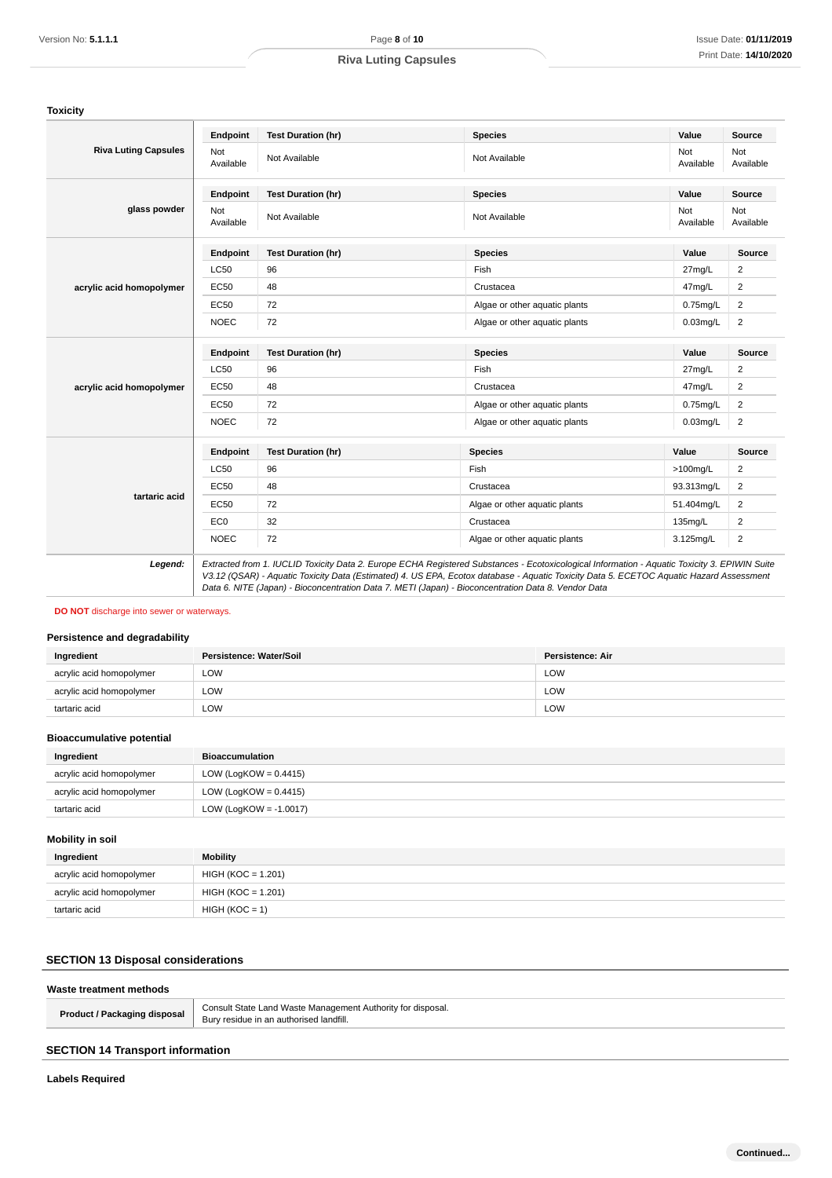### Toxicity

| | Endpoint | Test Duration (hr) | Species | Value | Source |
|---|---|---|---|---|---|
| **Riva Luting Capsules** | Not Available | Not Available | Not Available | Not Available | Not Available |

| | Endpoint | Test Duration (hr) | Species | Value | Source |
|---|---|---|---|---|---|
| **glass powder** | Not Available | Not Available | Not Available | Not Available | Not Available |

| | Endpoint | Test Duration (hr) | Species | Value | Source |
|---|---|---|---|---|---|
| **acrylic acid homopolymer** | LC50 | 96 | Fish | 27mg/L | 2 |
| | EC50 | 48 | Crustacea | 47mg/L | 2 |
| | EC50 | 72 | Algae or other aquatic plants | 0.75mg/L | 2 |
| | NOEC | 72 | Algae or other aquatic plants | 0.03mg/L | 2 |

| | Endpoint | Test Duration (hr) | Species | Value | Source |
|---|---|---|---|---|---|
| **acrylic acid homopolymer** | LC50 | 96 | Fish | 27mg/L | 2 |
| | EC50 | 48 | Crustacea | 47mg/L | 2 |
| | EC50 | 72 | Algae or other aquatic plants | 0.75mg/L | 2 |
| | NOEC | 72 | Algae or other aquatic plants | 0.03mg/L | 2 |

| | Endpoint | Test Duration (hr) | Species | Value | Source |
|---|---|---|---|---|---|
| **tartaric acid** | LC50 | 96 | Fish | >100mg/L | 2 |
| | EC50 | 48 | Crustacea | 93.313mg/L | 2 |
| | EC50 | 72 | Algae or other aquatic plants | 51.404mg/L | 2 |
| | EC0 | 32 | Crustacea | 135mg/L | 2 |
| | NOEC | 72 | Algae or other aquatic plants | 3.125mg/L | 2 |

***Legend:*** *Extracted from 1. IUCLID Toxicity Data 2. Europe ECHA Registered Substances - Ecotoxicological Information - Aquatic Toxicity 3. EPIWIN Suite V3.12 (QSAR) - Aquatic Toxicity Data (Estimated) 4. US EPA, Ecotox database - Aquatic Toxicity Data 5. ECETOC Aquatic Hazard Assessment Data 6. NITE (Japan) - Bioconcentration Data 7. METI (Japan) - Bioconcentration Data 8. Vendor Data*

**DO NOT** discharge into sewer or waterways.

### Persistence and degradability

| Ingredient | Persistence: Water/Soil | Persistence: Air |
|---|---|---|
| acrylic acid homopolymer | LOW | LOW |
| acrylic acid homopolymer | LOW | LOW |
| tartaric acid | LOW | LOW |

### Bioaccumulative potential

| Ingredient | Bioaccumulation |
|---|---|
| acrylic acid homopolymer | LOW (LogKOW = 0.4415) |
| acrylic acid homopolymer | LOW (LogKOW = 0.4415) |
| tartaric acid | LOW (LogKOW = -1.0017) |

### Mobility in soil

| Ingredient | Mobility |
|---|---|
| acrylic acid homopolymer | HIGH (KOC = 1.201) |
| acrylic acid homopolymer | HIGH (KOC = 1.201) |
| tartaric acid | HIGH (KOC = 1) |

## SECTION 13 Disposal considerations

### Waste treatment methods

| | |
|---|---|
| **Product / Packaging disposal** | Consult State Land Waste Management Authority for disposal.<br>Bury residue in an authorised landfill. |

## SECTION 14 Transport information

### Labels Required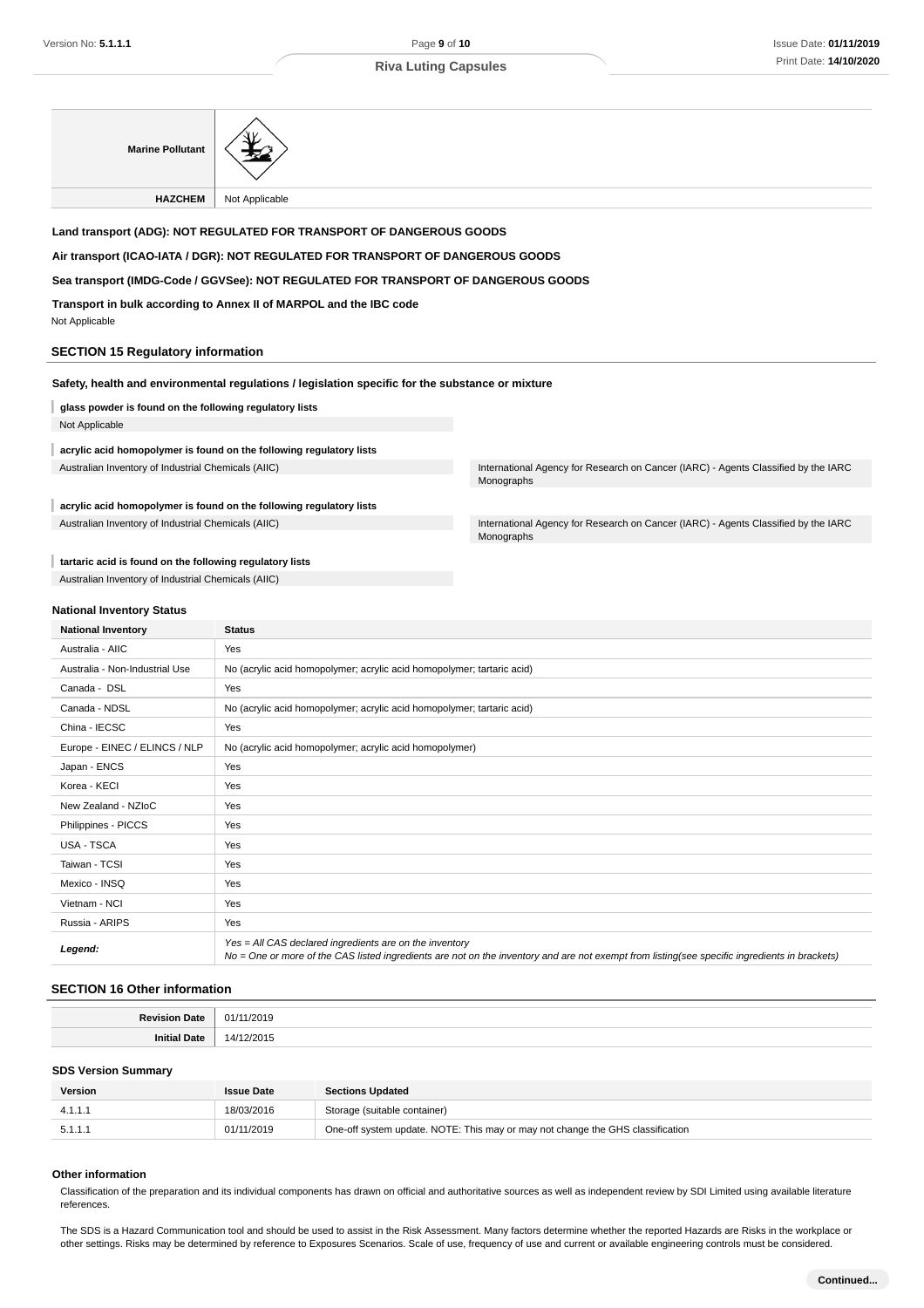| Marine Pollutant | |
|---|---|
| HAZCHEM | Not Applicable |

**Land transport (ADG): NOT REGULATED FOR TRANSPORT OF DANGEROUS GOODS**

**Air transport (ICAO-IATA / DGR): NOT REGULATED FOR TRANSPORT OF DANGEROUS GOODS**

**Sea transport (IMDG-Code / GGVSee): NOT REGULATED FOR TRANSPORT OF DANGEROUS GOODS**

**Transport in bulk according to Annex II of MARPOL and the IBC code**

Not Applicable

## SECTION 15 Regulatory information

**Safety, health and environmental regulations / legislation specific for the substance or mixture**

**glass powder is found on the following regulatory lists**

Not Applicable

**acrylic acid homopolymer is found on the following regulatory lists**

| | |
|---|---|
| Australian Inventory of Industrial Chemicals (AIIC) | International Agency for Research on Cancer (IARC) - Agents Classified by the IARC Monographs |

**acrylic acid homopolymer is found on the following regulatory lists**

| | |
|---|---|
| Australian Inventory of Industrial Chemicals (AIIC) | International Agency for Research on Cancer (IARC) - Agents Classified by the IARC Monographs |

**tartaric acid is found on the following regulatory lists**

Australian Inventory of Industrial Chemicals (AIIC)

### National Inventory Status

| National Inventory | Status |
|---|---|
| Australia - AIIC | Yes |
| Australia - Non-Industrial Use | No (acrylic acid homopolymer; acrylic acid homopolymer; tartaric acid) |
| Canada - DSL | Yes |
| Canada - NDSL | No (acrylic acid homopolymer; acrylic acid homopolymer; tartaric acid) |
| China - IECSC | Yes |
| Europe - EINEC / ELINCS / NLP | No (acrylic acid homopolymer; acrylic acid homopolymer) |
| Japan - ENCS | Yes |
| Korea - KECI | Yes |
| New Zealand - NZIoC | Yes |
| Philippines - PICCS | Yes |
| USA - TSCA | Yes |
| Taiwan - TCSI | Yes |
| Mexico - INSQ | Yes |
| Vietnam - NCI | Yes |
| Russia - ARIPS | Yes |
| ***Legend:*** | *Yes = All CAS declared ingredients are on the inventory*<br>*No = One or more of the CAS listed ingredients are not on the inventory and are not exempt from listing(see specific ingredients in brackets)* |

## SECTION 16 Other information

| | |
|---|---|
| **Revision Date** | 01/11/2019 |
| **Initial Date** | 14/12/2015 |

### SDS Version Summary

| Version | Issue Date | Sections Updated |
|---|---|---|
| 4.1.1.1 | 18/03/2016 | Storage (suitable container) |
| 5.1.1.1 | 01/11/2019 | One-off system update. NOTE: This may or may not change the GHS classification |

### Other information

Classification of the preparation and its individual components has drawn on official and authoritative sources as well as independent review by SDI Limited using available literature references.

The SDS is a Hazard Communication tool and should be used to assist in the Risk Assessment. Many factors determine whether the reported Hazards are Risks in the workplace or other settings. Risks may be determined by reference to Exposures Scenarios. Scale of use, frequency of use and current or available engineering controls must be considered.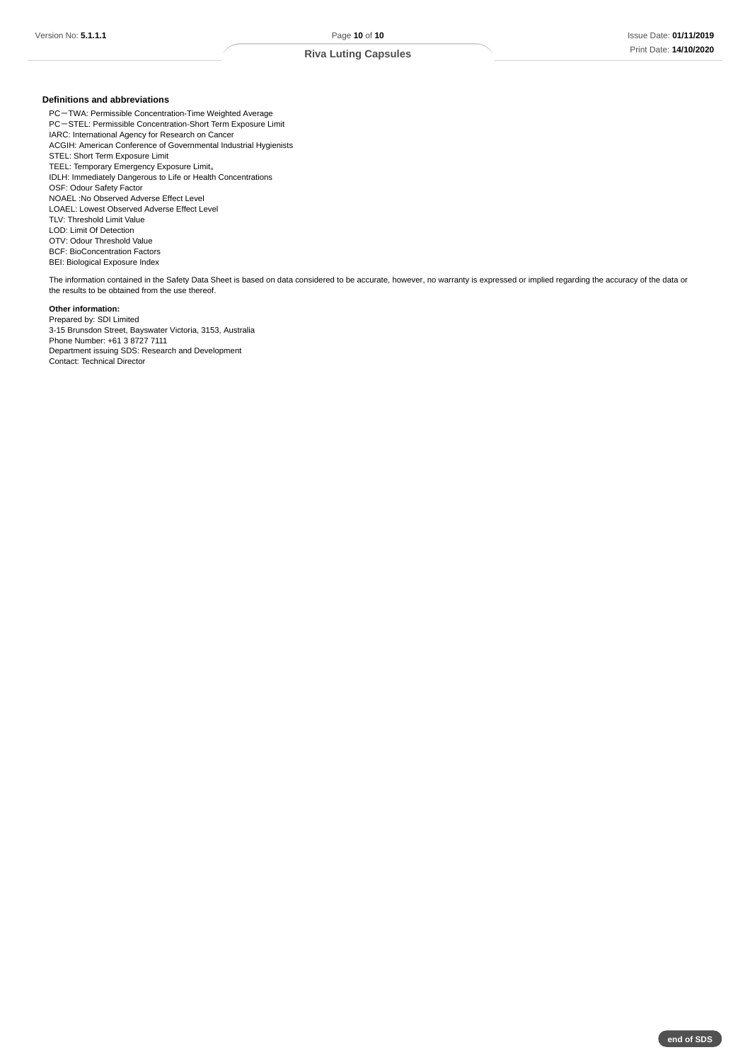### Definitions and abbreviations

PC－TWA: Permissible Concentration-Time Weighted Average
PC－STEL: Permissible Concentration-Short Term Exposure Limit
IARC: International Agency for Research on Cancer
ACGIH: American Conference of Governmental Industrial Hygienists
STEL: Short Term Exposure Limit
TEEL: Temporary Emergency Exposure Limit。
IDLH: Immediately Dangerous to Life or Health Concentrations
OSF: Odour Safety Factor
NOAEL :No Observed Adverse Effect Level
LOAEL: Lowest Observed Adverse Effect Level
TLV: Threshold Limit Value
LOD: Limit Of Detection
OTV: Odour Threshold Value
BCF: BioConcentration Factors
BEI: Biological Exposure Index

The information contained in the Safety Data Sheet is based on data considered to be accurate, however, no warranty is expressed or implied regarding the accuracy of the data or the results to be obtained from the use thereof.

**Other information:**

Prepared by: SDI Limited
3-15 Brunsdon Street, Bayswater Victoria, 3153, Australia
Phone Number: +61 3 8727 7111
Department issuing SDS: Research and Development
Contact: Technical Director

**end of SDS**